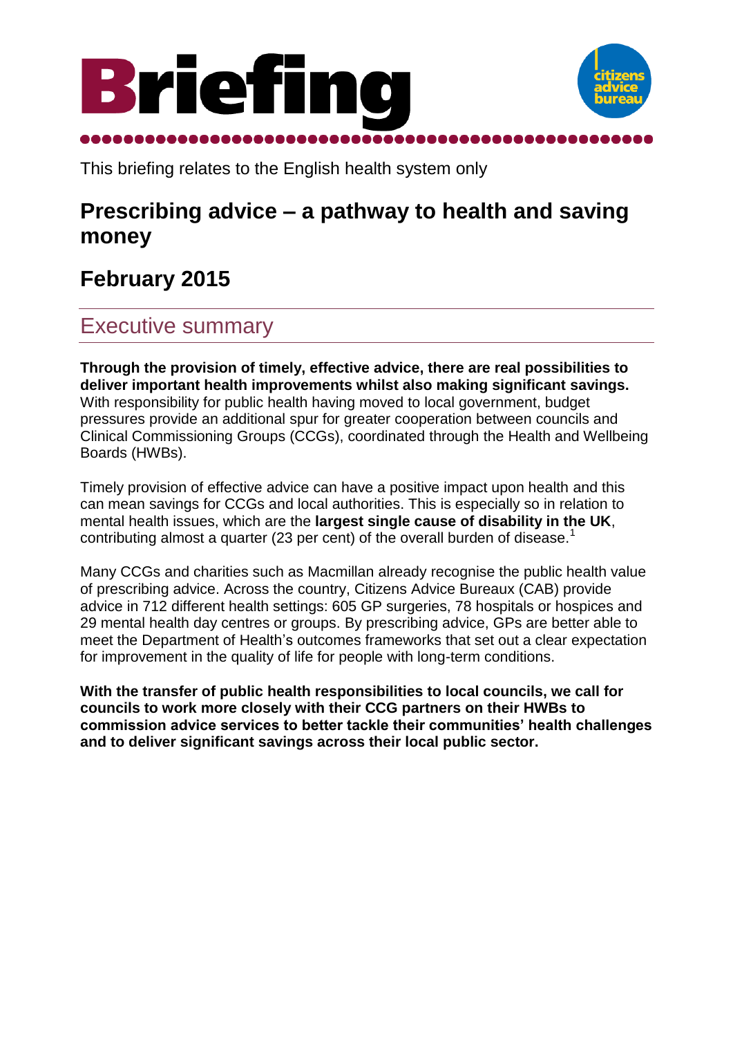# Briefing

This briefing relates to the English health system only

## Prescribing advice – a pathway to health and saving money

## February 2015

## Executive summary

**Through the provision of timely, effective advice, there are real possibilities to deliver important health improvements whilst also making significant savings.** With responsibility for public health having moved to local government, budget pressures provide an additional spur for greater cooperation between councils and Clinical Commissioning Groups (CCGs), coordinated through the Health and Wellbeing Boards (HWBs).

Timely provision of effective advice can have a positive impact upon health and this can mean savings for CCGs and local authorities. This is especially so in relation to mental health issues, which are the **largest single cause of disability in the UK**, contributing almost a quarter (23 per cent) of the overall burden of disease.[1]

Many CCGs and charities such as Macmillan already recognise the public health value of prescribing advice. Across the country, Citizens Advice Bureaux (CAB) provide advice in 712 different health settings: 605 GP surgeries, 78 hospitals or hospices and 29 mental health day centres or groups. By prescribing advice, GPs are better able to meet the Department of Health's outcomes frameworks that set out a clear expectation for improvement in the quality of life for people with long-term conditions.

**With the transfer of public health responsibilities to local councils, we call for councils to work more closely with their CCG partners on their HWBs to commission advice services to better tackle their communities' health challenges and to deliver significant savings across their local public sector.**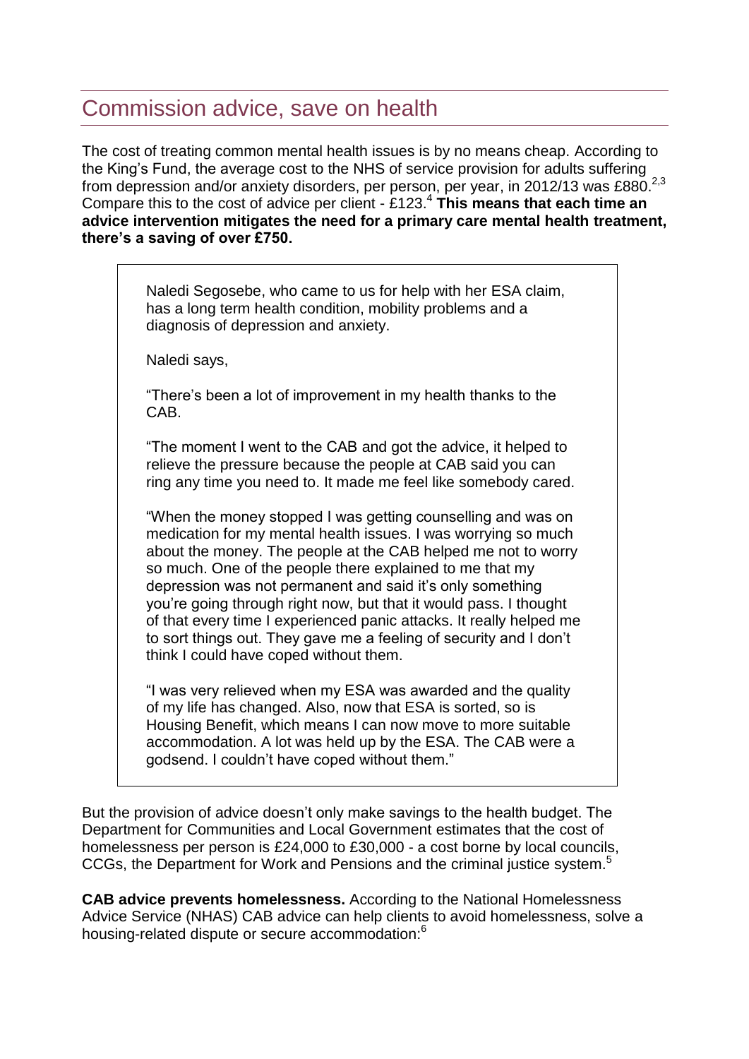## Commission advice, save on health

The cost of treating common mental health issues is by no means cheap. According to the King's Fund, the average cost to the NHS of service provision for adults suffering from depression and/or anxiety disorders, per person, per year, in 2012/13 was £880.[2,3] Compare this to the cost of advice per client - £123.[4] **This means that each time an advice intervention mitigates the need for a primary care mental health treatment, there's a saving of over £750.**

> Naledi Segosebe, who came to us for help with her ESA claim, has a long term health condition, mobility problems and a diagnosis of depression and anxiety.
>
> Naledi says,
>
> "There's been a lot of improvement in my health thanks to the CAB.
>
> "The moment I went to the CAB and got the advice, it helped to relieve the pressure because the people at CAB said you can ring any time you need to. It made me feel like somebody cared.
>
> "When the money stopped I was getting counselling and was on medication for my mental health issues. I was worrying so much about the money. The people at the CAB helped me not to worry so much. One of the people there explained to me that my depression was not permanent and said it's only something you're going through right now, but that it would pass. I thought of that every time I experienced panic attacks. It really helped me to sort things out. They gave me a feeling of security and I don't think I could have coped without them.
>
> "I was very relieved when my ESA was awarded and the quality of my life has changed. Also, now that ESA is sorted, so is Housing Benefit, which means I can now move to more suitable accommodation. A lot was held up by the ESA. The CAB were a godsend. I couldn't have coped without them."

But the provision of advice doesn't only make savings to the health budget. The Department for Communities and Local Government estimates that the cost of homelessness per person is £24,000 to £30,000 - a cost borne by local councils, CCGs, the Department for Work and Pensions and the criminal justice system.[5]

**CAB advice prevents homelessness.** According to the National Homelessness Advice Service (NHAS) CAB advice can help clients to avoid homelessness, solve a housing-related dispute or secure accommodation:[6]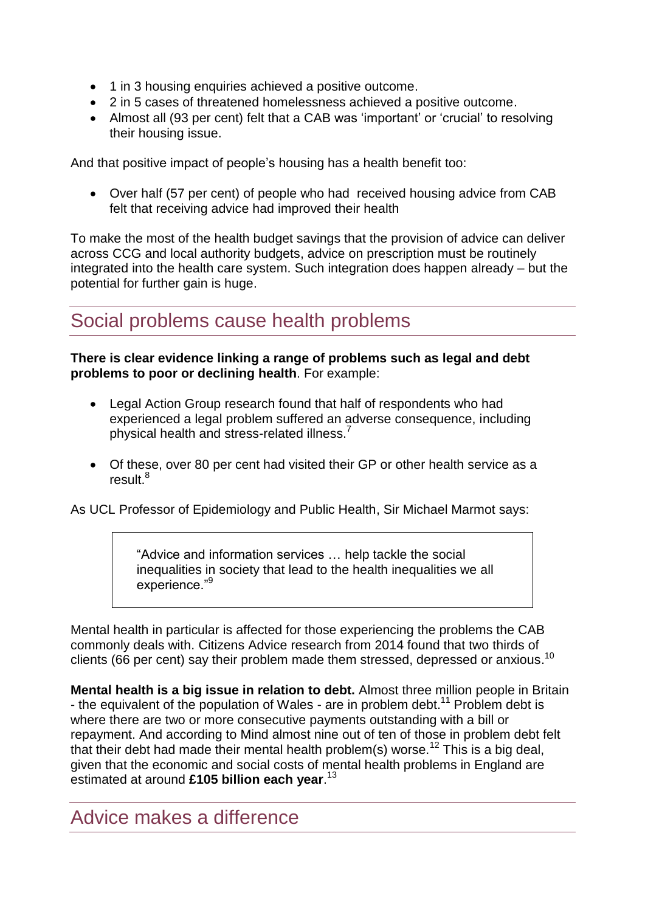- 1 in 3 housing enquiries achieved a positive outcome.
- 2 in 5 cases of threatened homelessness achieved a positive outcome.
- Almost all (93 per cent) felt that a CAB was 'important' or 'crucial' to resolving their housing issue.

And that positive impact of people's housing has a health benefit too:

- Over half (57 per cent) of people who had received housing advice from CAB felt that receiving advice had improved their health

To make the most of the health budget savings that the provision of advice can deliver across CCG and local authority budgets, advice on prescription must be routinely integrated into the health care system. Such integration does happen already – but the potential for further gain is huge.

## Social problems cause health problems

**There is clear evidence linking a range of problems such as legal and debt problems to poor or declining health**. For example:

- Legal Action Group research found that half of respondents who had experienced a legal problem suffered an adverse consequence, including physical health and stress-related illness.[7]

- Of these, over 80 per cent had visited their GP or other health service as a result.[8]

As UCL Professor of Epidemiology and Public Health, Sir Michael Marmot says:

> "Advice and information services … help tackle the social inequalities in society that lead to the health inequalities we all experience."[9]

Mental health in particular is affected for those experiencing the problems the CAB commonly deals with. Citizens Advice research from 2014 found that two thirds of clients (66 per cent) say their problem made them stressed, depressed or anxious.[10]

**Mental health is a big issue in relation to debt.** Almost three million people in Britain - the equivalent of the population of Wales - are in problem debt.[11] Problem debt is where there are two or more consecutive payments outstanding with a bill or repayment. And according to Mind almost nine out of ten of those in problem debt felt that their debt had made their mental health problem(s) worse.[12] This is a big deal, given that the economic and social costs of mental health problems in England are estimated at around **£105 billion each year**.[13]

## Advice makes a difference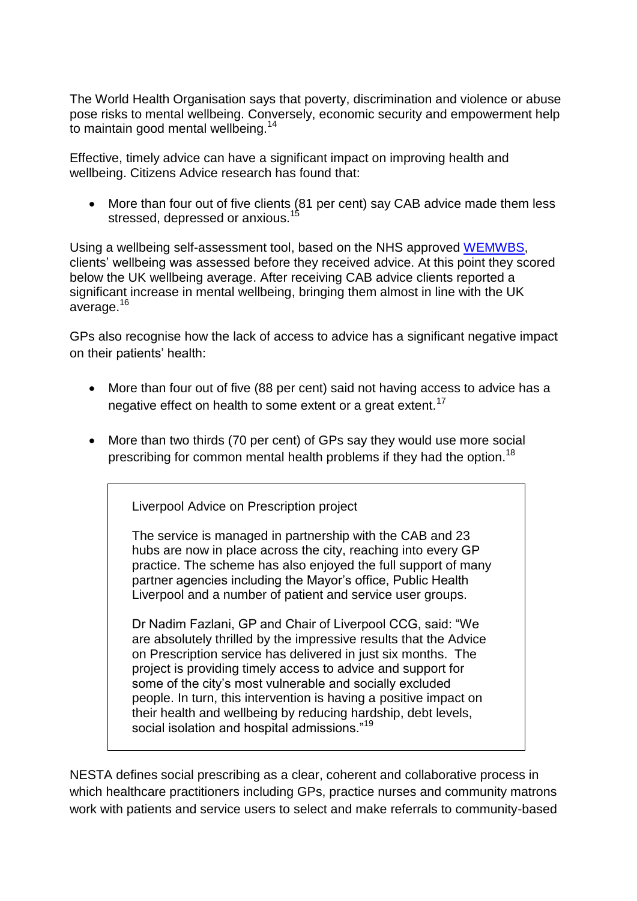The World Health Organisation says that poverty, discrimination and violence or abuse pose risks to mental wellbeing. Conversely, economic security and empowerment help to maintain good mental wellbeing.[14]

Effective, timely advice can have a significant impact on improving health and wellbeing. Citizens Advice research has found that:

- More than four out of five clients (81 per cent) say CAB advice made them less stressed, depressed or anxious.[15]

Using a wellbeing self-assessment tool, based on the NHS approved WEMWBS, clients' wellbeing was assessed before they received advice. At this point they scored below the UK wellbeing average. After receiving CAB advice clients reported a significant increase in mental wellbeing, bringing them almost in line with the UK average.[16]

GPs also recognise how the lack of access to advice has a significant negative impact on their patients' health:

- More than four out of five (88 per cent) said not having access to advice has a negative effect on health to some extent or a great extent.[17]
- More than two thirds (70 per cent) of GPs say they would use more social prescribing for common mental health problems if they had the option.[18]

> Liverpool Advice on Prescription project
>
> The service is managed in partnership with the CAB and 23 hubs are now in place across the city, reaching into every GP practice. The scheme has also enjoyed the full support of many partner agencies including the Mayor's office, Public Health Liverpool and a number of patient and service user groups.
>
> Dr Nadim Fazlani, GP and Chair of Liverpool CCG, said: "We are absolutely thrilled by the impressive results that the Advice on Prescription service has delivered in just six months. The project is providing timely access to advice and support for some of the city's most vulnerable and socially excluded people. In turn, this intervention is having a positive impact on their health and wellbeing by reducing hardship, debt levels, social isolation and hospital admissions."[19]

NESTA defines social prescribing as a clear, coherent and collaborative process in which healthcare practitioners including GPs, practice nurses and community matrons work with patients and service users to select and make referrals to community-based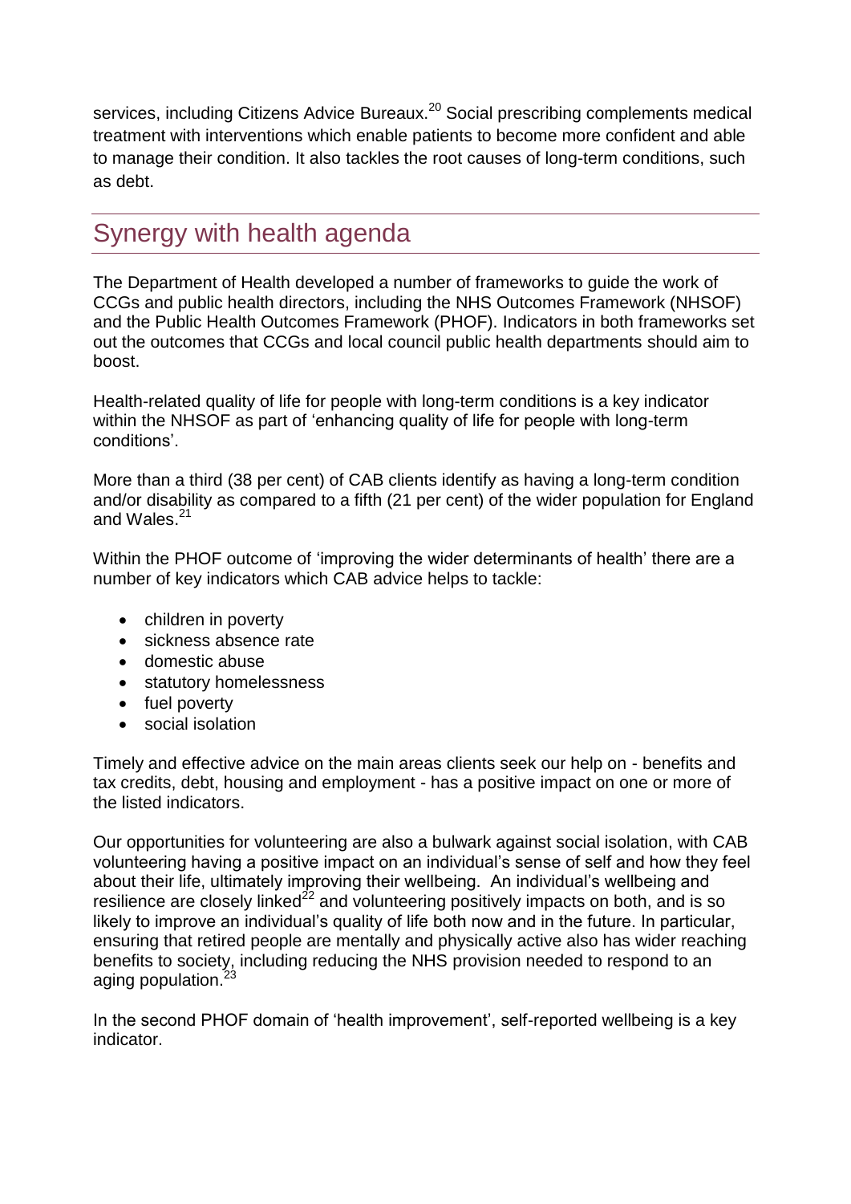services, including Citizens Advice Bureaux.[20] Social prescribing complements medical treatment with interventions which enable patients to become more confident and able to manage their condition. It also tackles the root causes of long-term conditions, such as debt.

## Synergy with health agenda

The Department of Health developed a number of frameworks to guide the work of CCGs and public health directors, including the NHS Outcomes Framework (NHSOF) and the Public Health Outcomes Framework (PHOF). Indicators in both frameworks set out the outcomes that CCGs and local council public health departments should aim to boost.

Health-related quality of life for people with long-term conditions is a key indicator within the NHSOF as part of 'enhancing quality of life for people with long-term conditions'.

More than a third (38 per cent) of CAB clients identify as having a long-term condition and/or disability as compared to a fifth (21 per cent) of the wider population for England and Wales.[21]

Within the PHOF outcome of 'improving the wider determinants of health' there are a number of key indicators which CAB advice helps to tackle:

- children in poverty
- sickness absence rate
- domestic abuse
- statutory homelessness
- fuel poverty
- social isolation

Timely and effective advice on the main areas clients seek our help on - benefits and tax credits, debt, housing and employment - has a positive impact on one or more of the listed indicators.

Our opportunities for volunteering are also a bulwark against social isolation, with CAB volunteering having a positive impact on an individual's sense of self and how they feel about their life, ultimately improving their wellbeing. An individual's wellbeing and resilience are closely linked[22] and volunteering positively impacts on both, and is so likely to improve an individual's quality of life both now and in the future. In particular, ensuring that retired people are mentally and physically active also has wider reaching benefits to society, including reducing the NHS provision needed to respond to an aging population.[23]

In the second PHOF domain of 'health improvement', self-reported wellbeing is a key indicator.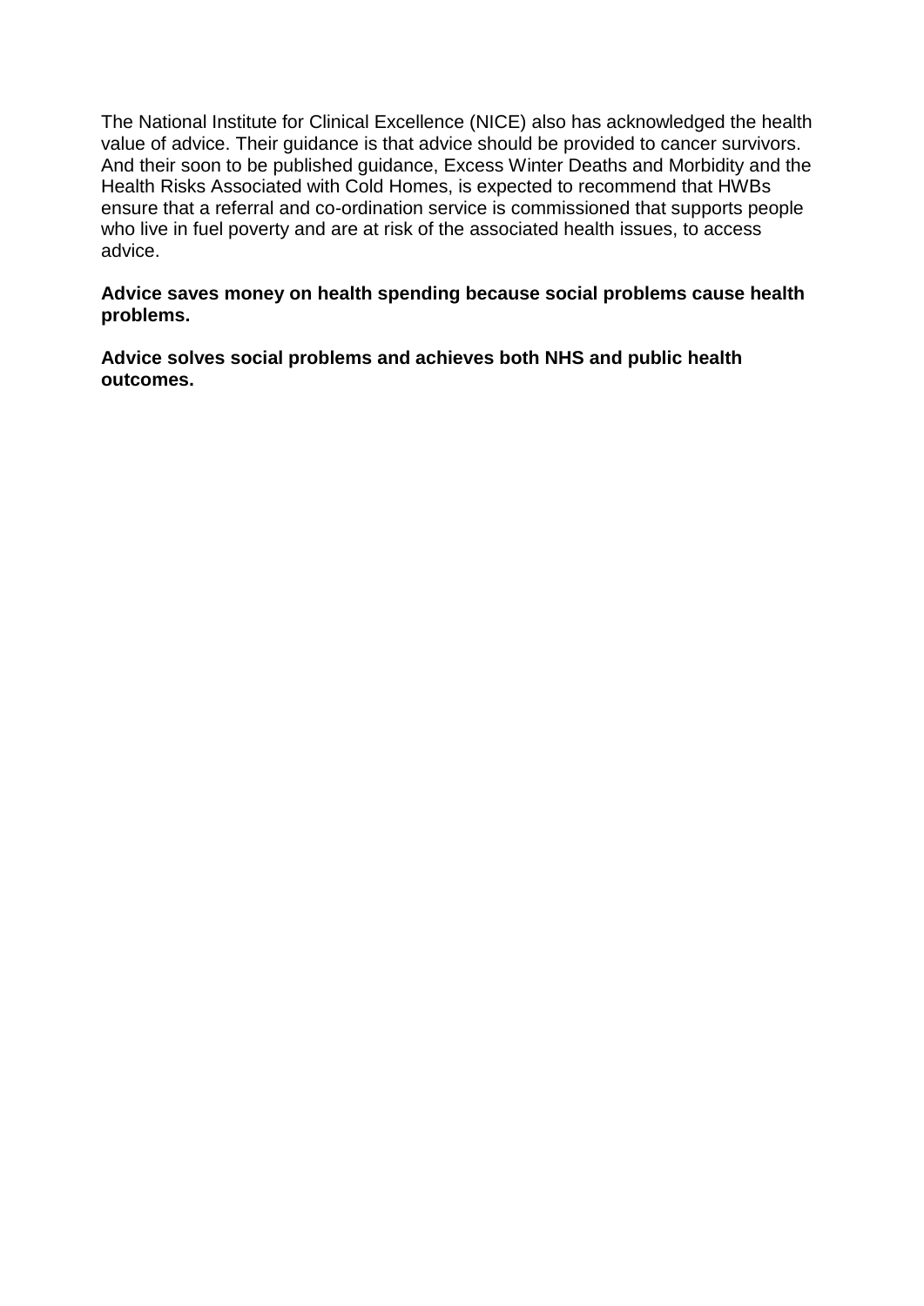The National Institute for Clinical Excellence (NICE) also has acknowledged the health value of advice. Their guidance is that advice should be provided to cancer survivors. And their soon to be published guidance, Excess Winter Deaths and Morbidity and the Health Risks Associated with Cold Homes, is expected to recommend that HWBs ensure that a referral and co-ordination service is commissioned that supports people who live in fuel poverty and are at risk of the associated health issues, to access advice.

**Advice saves money on health spending because social problems cause health problems.**

**Advice solves social problems and achieves both NHS and public health outcomes.**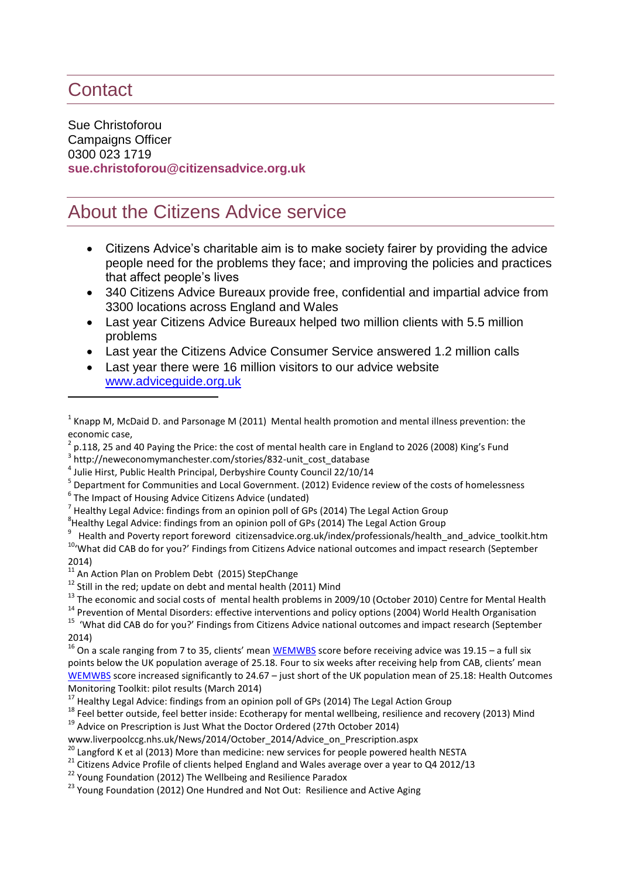## Contact

Sue Christoforou
Campaigns Officer
0300 023 1719
**sue.christoforou@citizensadvice.org.uk**

## About the Citizens Advice service

- Citizens Advice's charitable aim is to make society fairer by providing the advice people need for the problems they face; and improving the policies and practices that affect people's lives
- 340 Citizens Advice Bureaux provide free, confidential and impartial advice from 3300 locations across England and Wales
- Last year Citizens Advice Bureaux helped two million clients with 5.5 million problems
- Last year the Citizens Advice Consumer Service answered 1.2 million calls
- Last year there were 16 million visitors to our advice website www.adviceguide.org.uk

---

[1] Knapp M, McDaid D. and Parsonage M (2011) Mental health promotion and mental illness prevention: the economic case,

[2] p.118, 25 and 40 Paying the Price: the cost of mental health care in England to 2026 (2008) King's Fund

[3] http://neweconomymanchester.com/stories/832-unit_cost_database

[4] Julie Hirst, Public Health Principal, Derbyshire County Council 22/10/14

[5] Department for Communities and Local Government. (2012) Evidence review of the costs of homelessness

[6] The Impact of Housing Advice Citizens Advice (undated)

[7] Healthy Legal Advice: findings from an opinion poll of GPs (2014) The Legal Action Group

[8] Healthy Legal Advice: findings from an opinion poll of GPs (2014) The Legal Action Group

[9] Health and Poverty report foreword citizensadvice.org.uk/index/professionals/health_and_advice_toolkit.htm

[10] 'What did CAB do for you?' Findings from Citizens Advice national outcomes and impact research (September 2014)

[11] An Action Plan on Problem Debt (2015) StepChange

[12] Still in the red; update on debt and mental health (2011) Mind

[13] The economic and social costs of mental health problems in 2009/10 (October 2010) Centre for Mental Health

[14] Prevention of Mental Disorders: effective interventions and policy options (2004) World Health Organisation

[15] 'What did CAB do for you?' Findings from Citizens Advice national outcomes and impact research (September 2014)

[16] On a scale ranging from 7 to 35, clients' mean WEMWBS score before receiving advice was 19.15 – a full six points below the UK population average of 25.18. Four to six weeks after receiving help from CAB, clients' mean WEMWBS score increased significantly to 24.67 – just short of the UK population mean of 25.18: Health Outcomes Monitoring Toolkit: pilot results (March 2014)

[17] Healthy Legal Advice: findings from an opinion poll of GPs (2014) The Legal Action Group

[18] Feel better outside, feel better inside: Ecotherapy for mental wellbeing, resilience and recovery (2013) Mind

[19] Advice on Prescription is Just What the Doctor Ordered (27th October 2014) www.liverpoolccg.nhs.uk/News/2014/October_2014/Advice_on_Prescription.aspx

[20] Langford K et al (2013) More than medicine: new services for people powered health NESTA

[21] Citizens Advice Profile of clients helped England and Wales average over a year to Q4 2012/13

[22] Young Foundation (2012) The Wellbeing and Resilience Paradox

[23] Young Foundation (2012) One Hundred and Not Out: Resilience and Active Aging